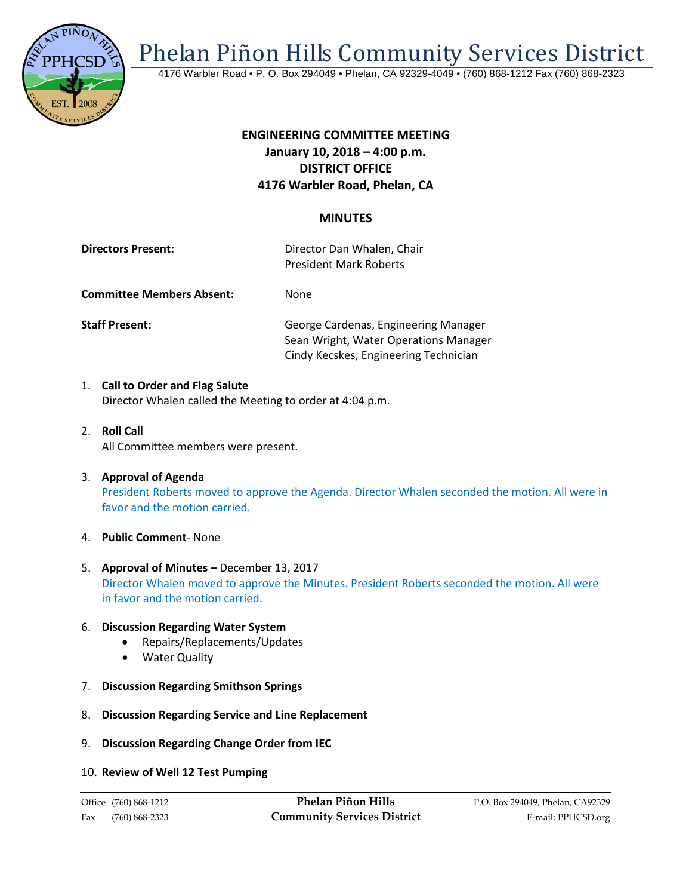# Phelan Piñon Hills Community Services District

4176 Warbler Road • P. O. Box 294049 • Phelan, CA 92329-4049 • (760) 868-1212 Fax (760) 868-2323

**ENGINEERING COMMITTEE MEETING**
**January 10, 2018 – 4:00 p.m.**
**DISTRICT OFFICE**
**4176 Warbler Road, Phelan, CA**

## MINUTES

| | |
|---|---|
| **Directors Present:** | Director Dan Whalen, Chair<br>President Mark Roberts |
| **Committee Members Absent:** | None |
| **Staff Present:** | George Cardenas, Engineering Manager<br>Sean Wright, Water Operations Manager<br>Cindy Kecskes, Engineering Technician |

1. **Call to Order and Flag Salute**
   Director Whalen called the Meeting to order at 4:04 p.m.

2. **Roll Call**
   All Committee members were present.

3. **Approval of Agenda**
   President Roberts moved to approve the Agenda. Director Whalen seconded the motion. All were in favor and the motion carried.

4. **Public Comment**- None

5. **Approval of Minutes –** December 13, 2017
   Director Whalen moved to approve the Minutes. President Roberts seconded the motion. All were in favor and the motion carried.

6. **Discussion Regarding Water System**
   - Repairs/Replacements/Updates
   - Water Quality

7. **Discussion Regarding Smithson Springs**

8. **Discussion Regarding Service and Line Replacement**

9. **Discussion Regarding Change Order from IEC**

10. **Review of Well 12 Test Pumping**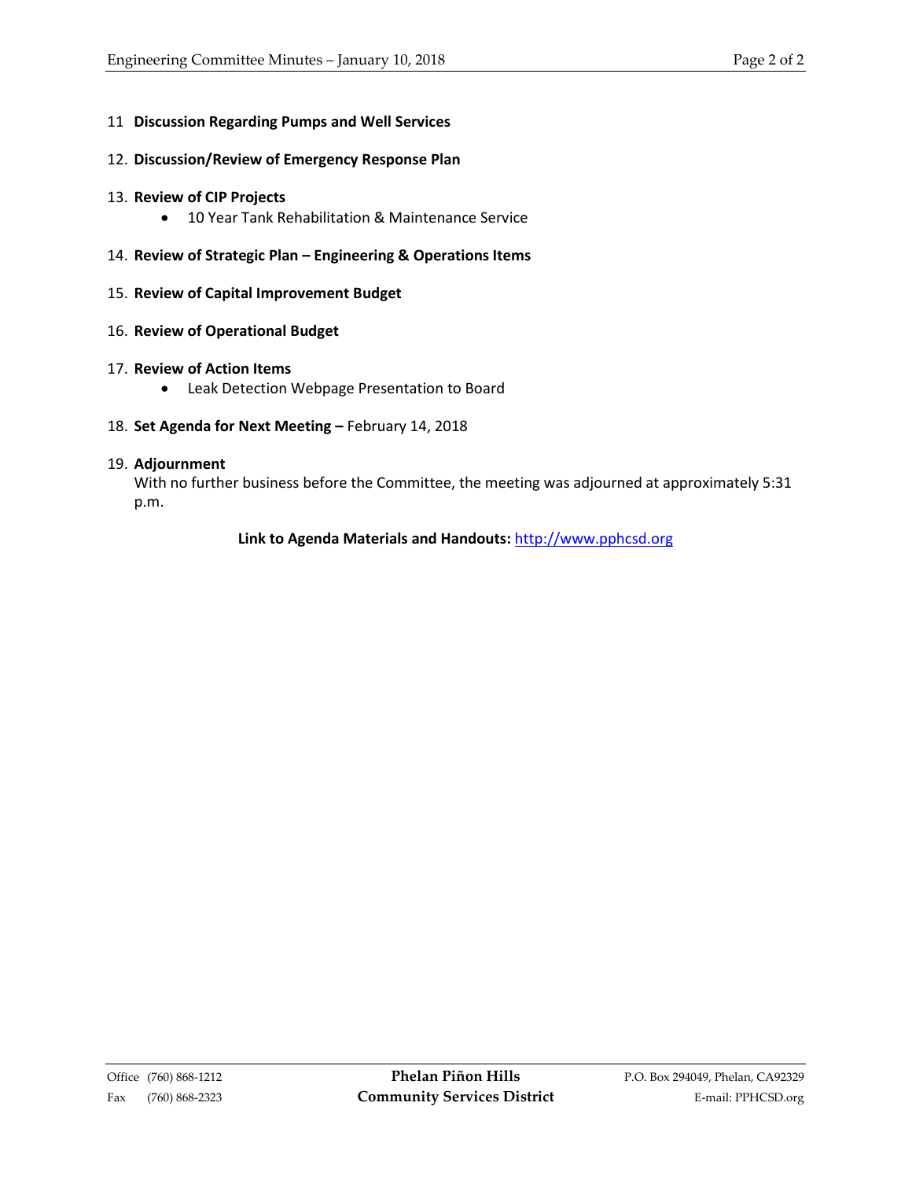11 **Discussion Regarding Pumps and Well Services**

12. **Discussion/Review of Emergency Response Plan**

13. **Review of CIP Projects**
    - 10 Year Tank Rehabilitation & Maintenance Service

14. **Review of Strategic Plan – Engineering & Operations Items**

15. **Review of Capital Improvement Budget**

16. **Review of Operational Budget**

17. **Review of Action Items**
    - Leak Detection Webpage Presentation to Board

18. **Set Agenda for Next Meeting –** February 14, 2018

19. **Adjournment**
    With no further business before the Committee, the meeting was adjourned at approximately 5:31 p.m.

**Link to Agenda Materials and Handouts:** http://www.pphcsd.org

Office (760) 868-1212 | Fax (760) 868-2323

**Phelan Piñon Hills Community Services District**

P.O. Box 294049, Phelan, CA92329 | E-mail: PPHCSD.org